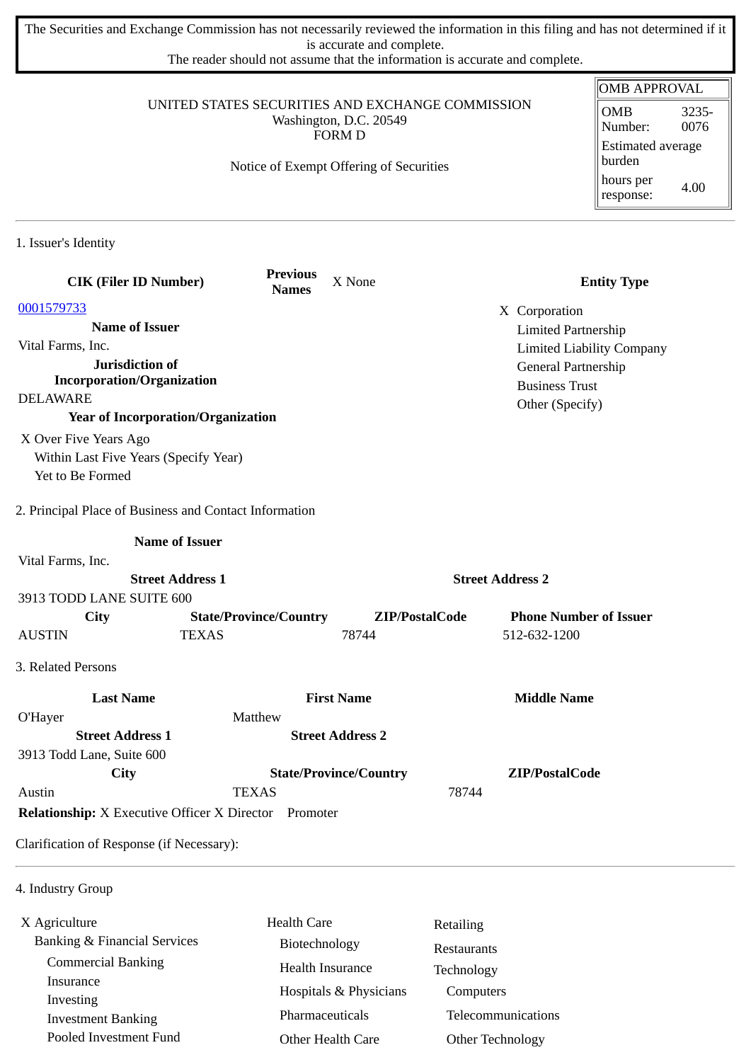The Securities and Exchange Commission has not necessarily reviewed the information in this filing and has not determined if it is accurate and complete.
The reader should not assume that the information is accurate and complete.

UNITED STATES SECURITIES AND EXCHANGE COMMISSION
Washington, D.C. 20549
FORM D

Notice of Exempt Offering of Securities

| OMB APPROVAL | |
|---|---|
| OMB Number: | 3235-0076 |
| Estimated average burden | |
| hours per response: | 4.00 |

## 1. Issuer's Identity

| CIK (Filer ID Number) | Previous Names | X None | Entity Type |
|---|---|---|---|
| 0001579733 | | | X Corporation |

**Name of Issuer**
Vital Farms, Inc.

**Jurisdiction of Incorporation/Organization**
DELAWARE

**Year of Incorporation/Organization**
X Over Five Years Ago
Within Last Five Years (Specify Year)
Yet to Be Formed

**Entity Type**
X Corporation
Limited Partnership
Limited Liability Company
General Partnership
Business Trust
Other (Specify)

## 2. Principal Place of Business and Contact Information

**Name of Issuer**
Vital Farms, Inc.

| Street Address 1 | Street Address 2 |
|---|---|
| 3913 TODD LANE SUITE 600 | |

| City | State/Province/Country | ZIP/PostalCode | Phone Number of Issuer |
|---|---|---|---|
| AUSTIN | TEXAS | 78744 | 512-632-1200 |

## 3. Related Persons

| Last Name | First Name | Middle Name |
|---|---|---|
| O'Hayer | Matthew | |

| Street Address 1 | Street Address 2 |
|---|---|
| 3913 Todd Lane, Suite 600 | |

| City | State/Province/Country | ZIP/PostalCode |
|---|---|---|
| Austin | TEXAS | 78744 |

**Relationship:** X Executive Officer X Director Promoter

Clarification of Response (if Necessary):

## 4. Industry Group

X Agriculture
Banking & Financial Services
- Commercial Banking
- Insurance
- Investing
- Investment Banking
- Pooled Investment Fund

Health Care
- Biotechnology
- Health Insurance
- Hospitals & Physicians
- Pharmaceuticals
- Other Health Care

Retailing
Restaurants
Technology
- Computers
- Telecommunications
- Other Technology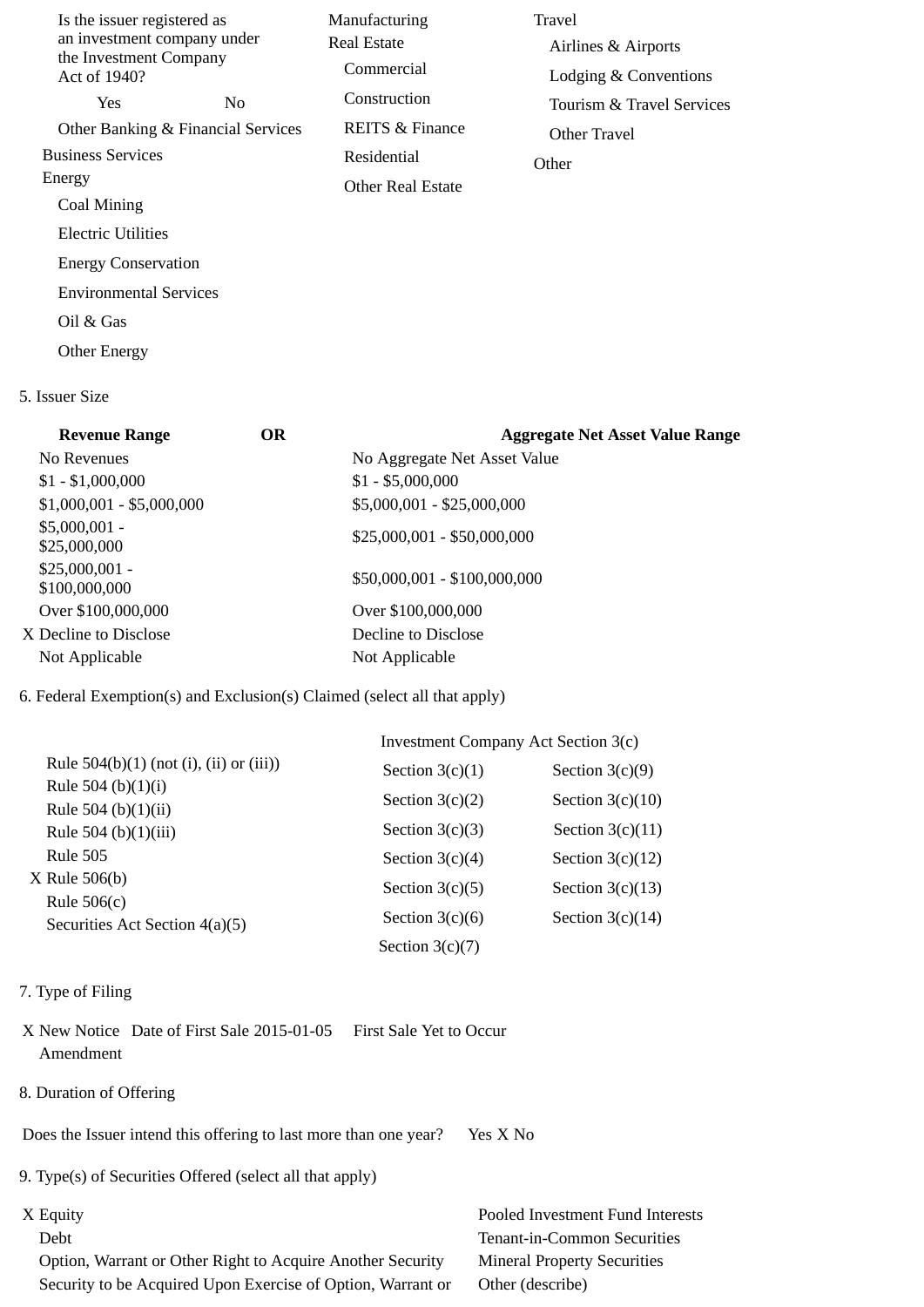Is the issuer registered as an investment company under the Investment Company Act of 1940?

Yes No

Other Banking & Financial Services

Business Services

Energy

- Coal Mining
- Electric Utilities
- Energy Conservation
- Environmental Services
- Oil & Gas
- Other Energy

Manufacturing

Real Estate

- Commercial
- Construction
- REITS & Finance
- Residential
- Other Real Estate

Travel

- Airlines & Airports
- Lodging & Conventions
- Tourism & Travel Services
- Other Travel

Other

5. Issuer Size

| Revenue Range | OR | Aggregate Net Asset Value Range |
|---|---|---|
| No Revenues | | No Aggregate Net Asset Value |
| $1 - $1,000,000 | | $1 - $5,000,000 |
| $1,000,001 - $5,000,000 | | $5,000,001 - $25,000,000 |
| $5,000,001 - $25,000,000 | | $25,000,001 - $50,000,000 |
| $25,000,001 - $100,000,000 | | $50,000,001 - $100,000,000 |
| Over $100,000,000 | | Over $100,000,000 |
| X Decline to Disclose | | Decline to Disclose |
| Not Applicable | | Not Applicable |

6. Federal Exemption(s) and Exclusion(s) Claimed (select all that apply)

- Rule 504(b)(1) (not (i), (ii) or (iii))
- Rule 504 (b)(1)(i)
- Rule 504 (b)(1)(ii)
- Rule 504 (b)(1)(iii)
- Rule 505
- X Rule 506(b)
- Rule 506(c)
- Securities Act Section 4(a)(5)

Investment Company Act Section 3(c)

| | |
|---|---|
| Section 3(c)(1) | Section 3(c)(9) |
| Section 3(c)(2) | Section 3(c)(10) |
| Section 3(c)(3) | Section 3(c)(11) |
| Section 3(c)(4) | Section 3(c)(12) |
| Section 3(c)(5) | Section 3(c)(13) |
| Section 3(c)(6) | Section 3(c)(14) |
| Section 3(c)(7) | |

7. Type of Filing

X New Notice Date of First Sale 2015-01-05 First Sale Yet to Occur

Amendment

8. Duration of Offering

Does the Issuer intend this offering to last more than one year? Yes X No

9. Type(s) of Securities Offered (select all that apply)

- X Equity
- Debt
- Option, Warrant or Other Right to Acquire Another Security
- Security to be Acquired Upon Exercise of Option, Warrant or
- Pooled Investment Fund Interests
- Tenant-in-Common Securities
- Mineral Property Securities
- Other (describe)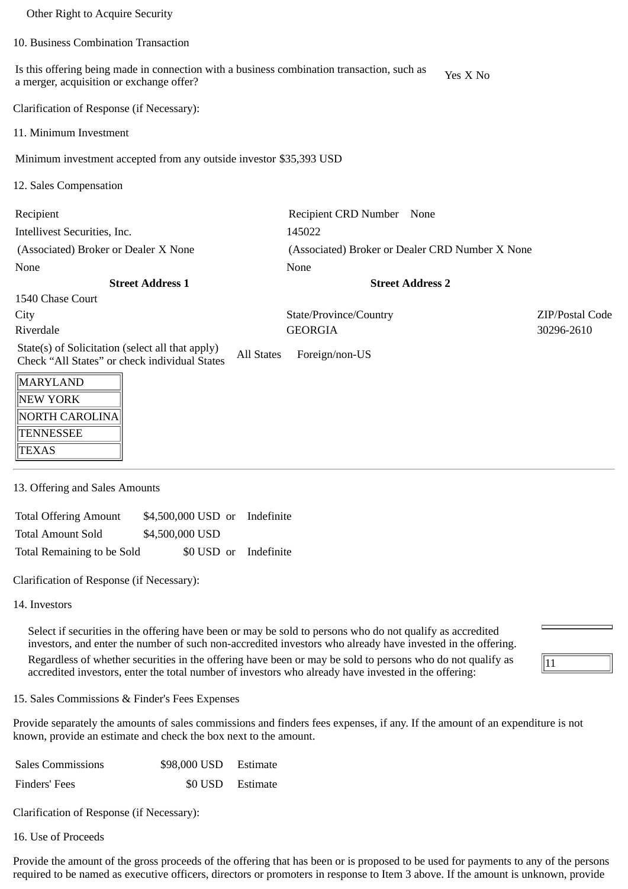Other Right to Acquire Security

10. Business Combination Transaction

| Is this offering being made in connection with a business combination transaction, such as a merger, acquisition or exchange offer? | Yes X No |
|---|---|

Clarification of Response (if Necessary):

11. Minimum Investment

Minimum investment accepted from any outside investor $35,393 USD

12. Sales Compensation

| Recipient | Recipient CRD Number None | |
|---|---|---|
| Intellivest Securities, Inc. | 145022 | |
| (Associated) Broker or Dealer X None | (Associated) Broker or Dealer CRD Number X None | |
| None | None | |
| **Street Address 1** | **Street Address 2** | |
| 1540 Chase Court | | |
| City | State/Province/Country | ZIP/Postal Code |
| Riverdale | GEORGIA | 30296-2610 |

State(s) of Solicitation (select all that apply) Check “All States” or check individual States    All States    Foreign/non-US

| |
|---|
| MARYLAND |
| NEW YORK |
| NORTH CAROLINA |
| TENNESSEE |
| TEXAS |

---

13. Offering and Sales Amounts

| | | |
|---|---|---|
| Total Offering Amount | $4,500,000 USD or | Indefinite |
| Total Amount Sold | $4,500,000 USD | |
| Total Remaining to be Sold | $0 USD or | Indefinite |

Clarification of Response (if Necessary):

14. Investors

| | |
|---|---|
| Select if securities in the offering have been or may be sold to persons who do not qualify as accredited investors, and enter the number of such non-accredited investors who already have invested in the offering. | |
| Regardless of whether securities in the offering have been or may be sold to persons who do not qualify as accredited investors, enter the total number of investors who already have invested in the offering: | 11 |

15. Sales Commissions & Finder's Fees Expenses

Provide separately the amounts of sales commissions and finders fees expenses, if any. If the amount of an expenditure is not known, provide an estimate and check the box next to the amount.

| | | |
|---|---|---|
| Sales Commissions | $98,000 USD | Estimate |
| Finders' Fees | $0 USD | Estimate |

Clarification of Response (if Necessary):

16. Use of Proceeds

Provide the amount of the gross proceeds of the offering that has been or is proposed to be used for payments to any of the persons required to be named as executive officers, directors or promoters in response to Item 3 above. If the amount is unknown, provide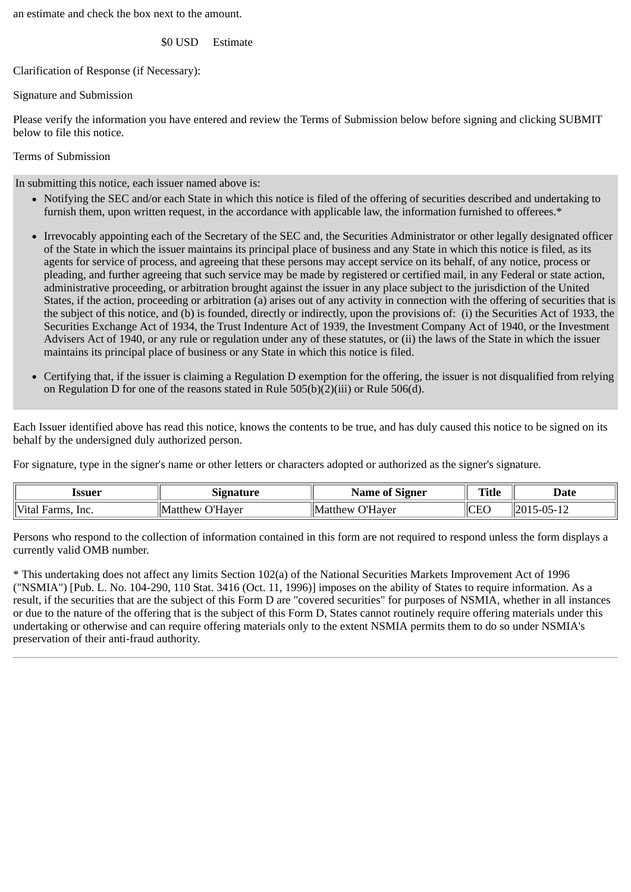an estimate and check the box next to the amount.

$0 USD Estimate

Clarification of Response (if Necessary):

Signature and Submission

Please verify the information you have entered and review the Terms of Submission below before signing and clicking SUBMIT below to file this notice.

Terms of Submission

In submitting this notice, each issuer named above is:

- Notifying the SEC and/or each State in which this notice is filed of the offering of securities described and undertaking to furnish them, upon written request, in the accordance with applicable law, the information furnished to offerees.*
- Irrevocably appointing each of the Secretary of the SEC and, the Securities Administrator or other legally designated officer of the State in which the issuer maintains its principal place of business and any State in which this notice is filed, as its agents for service of process, and agreeing that these persons may accept service on its behalf, of any notice, process or pleading, and further agreeing that such service may be made by registered or certified mail, in any Federal or state action, administrative proceeding, or arbitration brought against the issuer in any place subject to the jurisdiction of the United States, if the action, proceeding or arbitration (a) arises out of any activity in connection with the offering of securities that is the subject of this notice, and (b) is founded, directly or indirectly, upon the provisions of: (i) the Securities Act of 1933, the Securities Exchange Act of 1934, the Trust Indenture Act of 1939, the Investment Company Act of 1940, or the Investment Advisers Act of 1940, or any rule or regulation under any of these statutes, or (ii) the laws of the State in which the issuer maintains its principal place of business or any State in which this notice is filed.
- Certifying that, if the issuer is claiming a Regulation D exemption for the offering, the issuer is not disqualified from relying on Regulation D for one of the reasons stated in Rule 505(b)(2)(iii) or Rule 506(d).

Each Issuer identified above has read this notice, knows the contents to be true, and has duly caused this notice to be signed on its behalf by the undersigned duly authorized person.

For signature, type in the signer's name or other letters or characters adopted or authorized as the signer's signature.

| Issuer | Signature | Name of Signer | Title | Date |
| --- | --- | --- | --- | --- |
| Vital Farms, Inc. | Matthew O'Hayer | Matthew O'Hayer | CEO | 2015-05-12 |

Persons who respond to the collection of information contained in this form are not required to respond unless the form displays a currently valid OMB number.

* This undertaking does not affect any limits Section 102(a) of the National Securities Markets Improvement Act of 1996 ("NSMIA") [Pub. L. No. 104-290, 110 Stat. 3416 (Oct. 11, 1996)] imposes on the ability of States to require information. As a result, if the securities that are the subject of this Form D are "covered securities" for purposes of NSMIA, whether in all instances or due to the nature of the offering that is the subject of this Form D, States cannot routinely require offering materials under this undertaking or otherwise and can require offering materials only to the extent NSMIA permits them to do so under NSMIA's preservation of their anti-fraud authority.